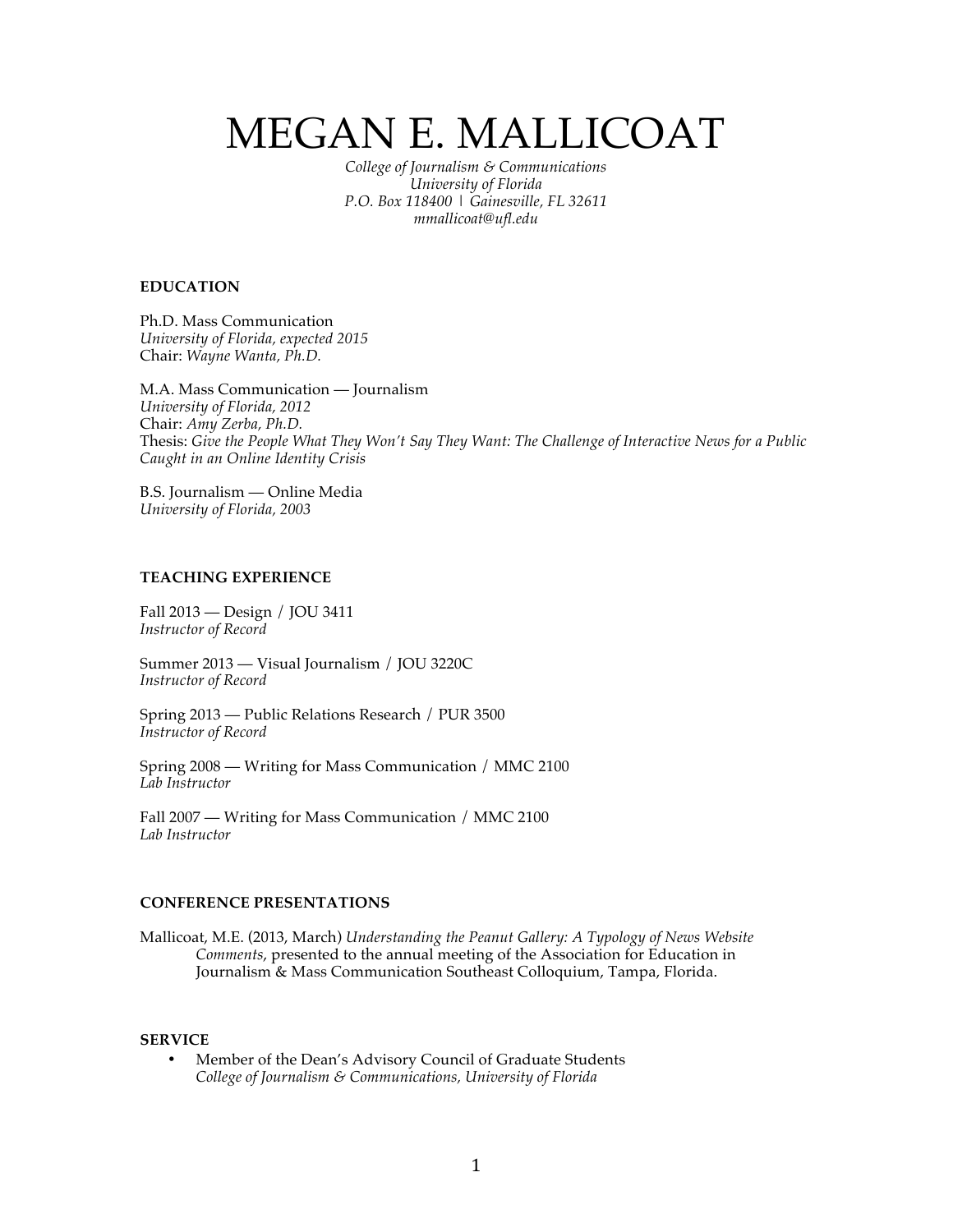# MEGAN E. MALLICOAT

*College of Journalism & Communications*
*University of Florida*
*P.O. Box 118400 | Gainesville, FL 32611*
*mmallicoat@ufl.edu*

## EDUCATION

Ph.D. Mass Communication
*University of Florida, expected 2015*
Chair: *Wayne Wanta, Ph.D.*

M.A. Mass Communication — Journalism
*University of Florida, 2012*
Chair: *Amy Zerba, Ph.D.*
Thesis: *Give the People What They Won't Say They Want: The Challenge of Interactive News for a Public Caught in an Online Identity Crisis*

B.S. Journalism — Online Media
*University of Florida, 2003*

## TEACHING EXPERIENCE

Fall 2013 — Design / JOU 3411
*Instructor of Record*

Summer 2013 — Visual Journalism / JOU 3220C
*Instructor of Record*

Spring 2013 — Public Relations Research / PUR 3500
*Instructor of Record*

Spring 2008 — Writing for Mass Communication / MMC 2100
*Lab Instructor*

Fall 2007 — Writing for Mass Communication / MMC 2100
*Lab Instructor*

## CONFERENCE PRESENTATIONS

Mallicoat, M.E. (2013, March) *Understanding the Peanut Gallery: A Typology of News Website Comments*, presented to the annual meeting of the Association for Education in Journalism & Mass Communication Southeast Colloquium, Tampa, Florida.

## SERVICE

- Member of the Dean's Advisory Council of Graduate Students
  *College of Journalism & Communications, University of Florida*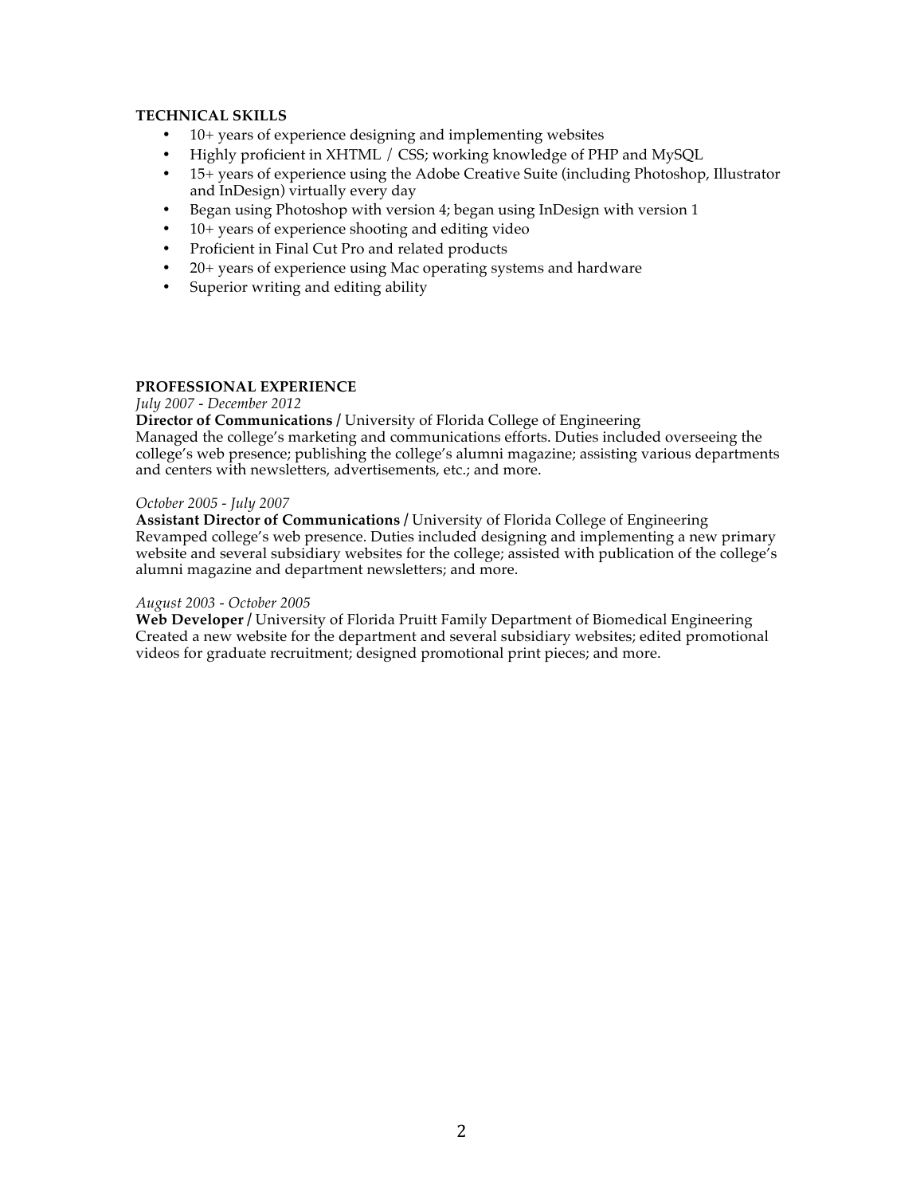## TECHNICAL SKILLS

- 10+ years of experience designing and implementing websites
- Highly proficient in XHTML / CSS; working knowledge of PHP and MySQL
- 15+ years of experience using the Adobe Creative Suite (including Photoshop, Illustrator and InDesign) virtually every day
- Began using Photoshop with version 4; began using InDesign with version 1
- 10+ years of experience shooting and editing video
- Proficient in Final Cut Pro and related products
- 20+ years of experience using Mac operating systems and hardware
- Superior writing and editing ability

## PROFESSIONAL EXPERIENCE

*July 2007 - December 2012*
**Director of Communications /** University of Florida College of Engineering
Managed the college's marketing and communications efforts. Duties included overseeing the college's web presence; publishing the college's alumni magazine; assisting various departments and centers with newsletters, advertisements, etc.; and more.

*October 2005 - July 2007*
**Assistant Director of Communications /** University of Florida College of Engineering
Revamped college's web presence. Duties included designing and implementing a new primary website and several subsidiary websites for the college; assisted with publication of the college's alumni magazine and department newsletters; and more.

*August 2003 - October 2005*
**Web Developer /** University of Florida Pruitt Family Department of Biomedical Engineering
Created a new website for the department and several subsidiary websites; edited promotional videos for graduate recruitment; designed promotional print pieces; and more.